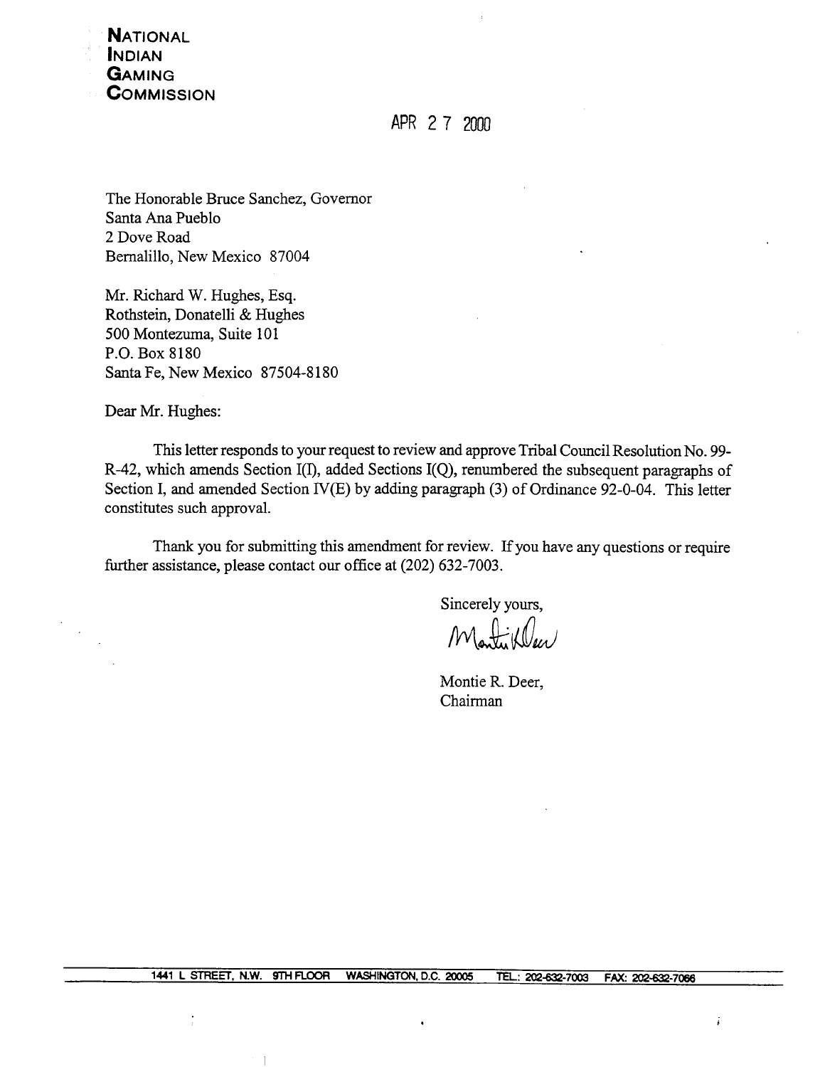**NATIONAL**
**INDIAN**
**GAMING**
**COMMISSION**

APR 27 2000

The Honorable Bruce Sanchez, Governor
Santa Ana Pueblo
2 Dove Road
Bernalillo, New Mexico 87004

Mr. Richard W. Hughes, Esq.
Rothstein, Donatelli & Hughes
500 Montezuma, Suite 101
P.O. Box 8180
Santa Fe, New Mexico 87504-8180

Dear Mr. Hughes:

This letter responds to your request to review and approve Tribal Council Resolution No. 99-R-42, which amends Section I(I), added Sections I(Q), renumbered the subsequent paragraphs of Section I, and amended Section IV(E) by adding paragraph (3) of Ordinance 92-0-04. This letter constitutes such approval.

Thank you for submitting this amendment for review. If you have any questions or require further assistance, please contact our office at (202) 632-7003.

Sincerely yours,

Montie R. Deer,
Chairman

1441 L STREET, N.W. 9TH FLOOR WASHINGTON, D.C. 20005 TEL.: 202-632-7003 FAX: 202-632-7066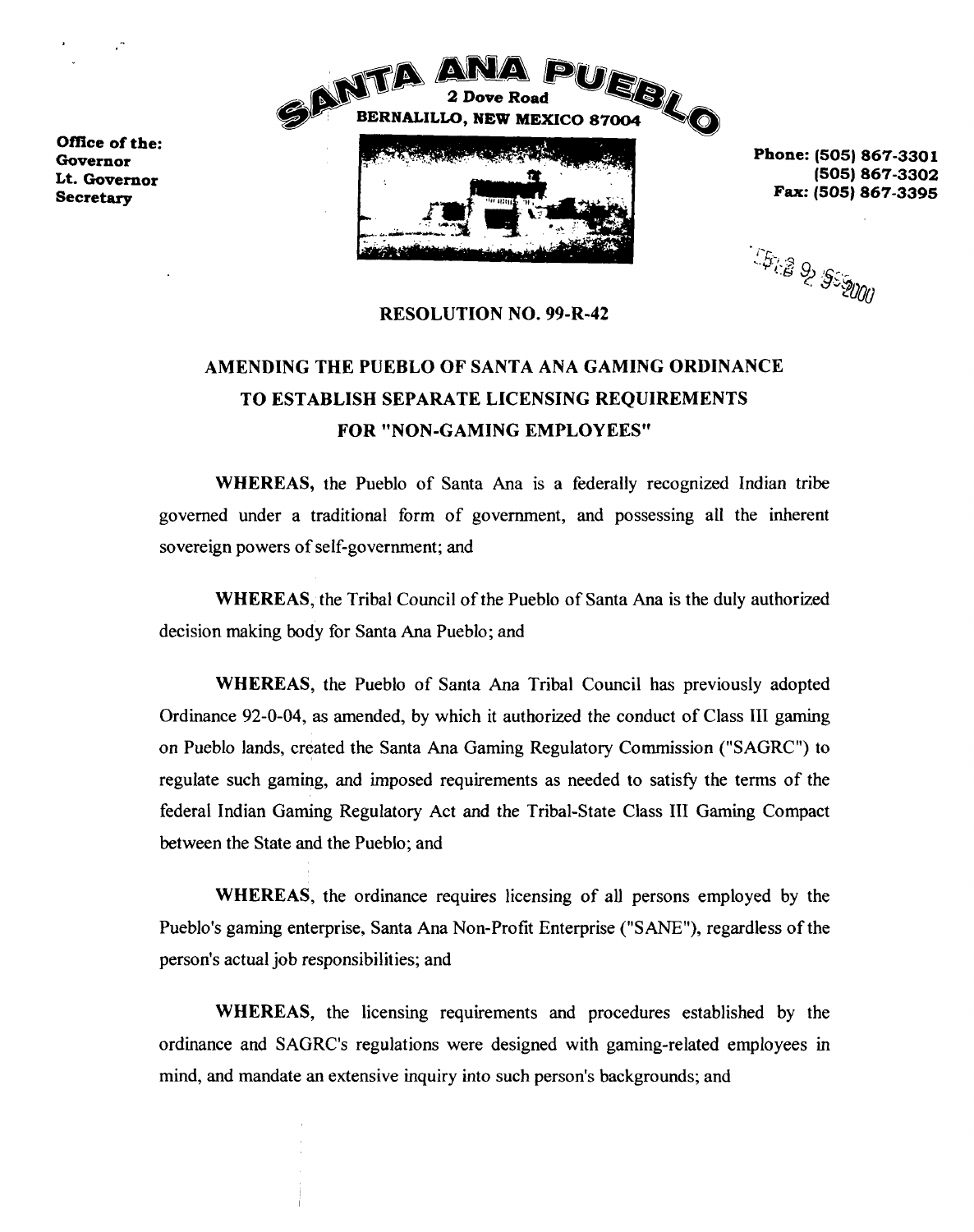**SANTA ANA PUEBLO**
2 Dove Road
BERNALILLO, NEW MEXICO 87004

**Office of the:**
**Governor**
**Lt. Governor**
**Secretary**

**Phone: (505) 867-3301**
**(505) 867-3302**
**Fax: (505) 867-3395**

## RESOLUTION NO. 99-R-42

## AMENDING THE PUEBLO OF SANTA ANA GAMING ORDINANCE TO ESTABLISH SEPARATE LICENSING REQUIREMENTS FOR "NON-GAMING EMPLOYEES"

**WHEREAS,** the Pueblo of Santa Ana is a federally recognized Indian tribe governed under a traditional form of government, and possessing all the inherent sovereign powers of self-government; and

**WHEREAS,** the Tribal Council of the Pueblo of Santa Ana is the duly authorized decision making body for Santa Ana Pueblo; and

**WHEREAS,** the Pueblo of Santa Ana Tribal Council has previously adopted Ordinance 92-0-04, as amended, by which it authorized the conduct of Class III gaming on Pueblo lands, created the Santa Ana Gaming Regulatory Commission ("SAGRC") to regulate such gaming, and imposed requirements as needed to satisfy the terms of the federal Indian Gaming Regulatory Act and the Tribal-State Class III Gaming Compact between the State and the Pueblo; and

**WHEREAS,** the ordinance requires licensing of all persons employed by the Pueblo's gaming enterprise, Santa Ana Non-Profit Enterprise ("SANE"), regardless of the person's actual job responsibilities; and

**WHEREAS,** the licensing requirements and procedures established by the ordinance and SAGRC's regulations were designed with gaming-related employees in mind, and mandate an extensive inquiry into such person's backgrounds; and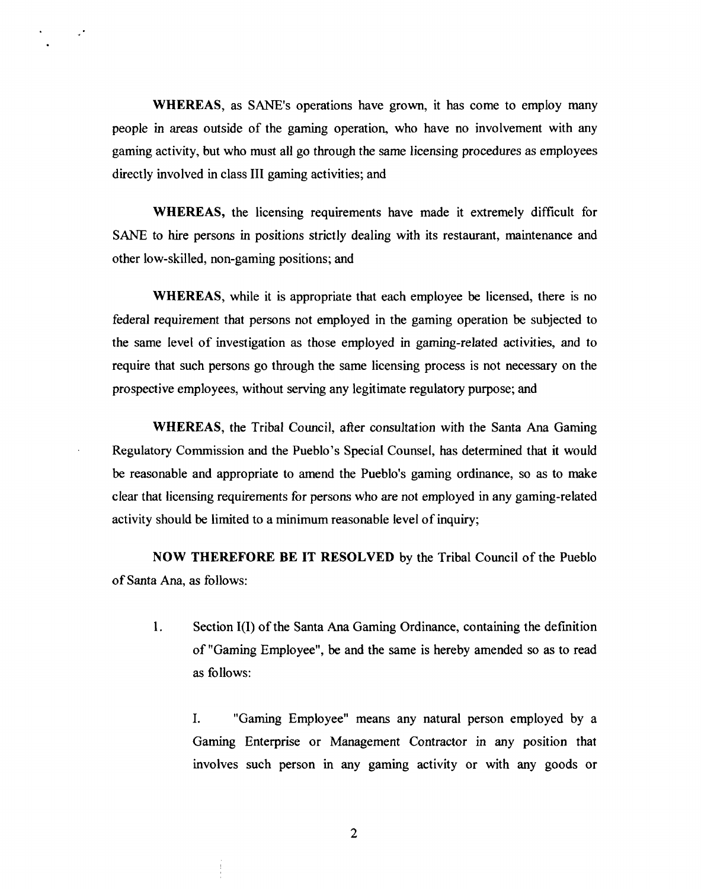**WHEREAS**, as SANE's operations have grown, it has come to employ many people in areas outside of the gaming operation, who have no involvement with any gaming activity, but who must all go through the same licensing procedures as employees directly involved in class III gaming activities; and

**WHEREAS,** the licensing requirements have made it extremely difficult for SANE to hire persons in positions strictly dealing with its restaurant, maintenance and other low-skilled, non-gaming positions; and

**WHEREAS**, while it is appropriate that each employee be licensed, there is no federal requirement that persons not employed in the gaming operation be subjected to the same level of investigation as those employed in gaming-related activities, and to require that such persons go through the same licensing process is not necessary on the prospective employees, without serving any legitimate regulatory purpose; and

**WHEREAS**, the Tribal Council, after consultation with the Santa Ana Gaming Regulatory Commission and the Pueblo's Special Counsel, has determined that it would be reasonable and appropriate to amend the Pueblo's gaming ordinance, so as to make clear that licensing requirements for persons who are not employed in any gaming-related activity should be limited to a minimum reasonable level of inquiry;

**NOW THEREFORE BE IT RESOLVED** by the Tribal Council of the Pueblo of Santa Ana, as follows:

1. Section I(I) of the Santa Ana Gaming Ordinance, containing the definition of "Gaming Employee", be and the same is hereby amended so as to read as follows:

   I. "Gaming Employee" means any natural person employed by a Gaming Enterprise or Management Contractor in any position that involves such person in any gaming activity or with any goods or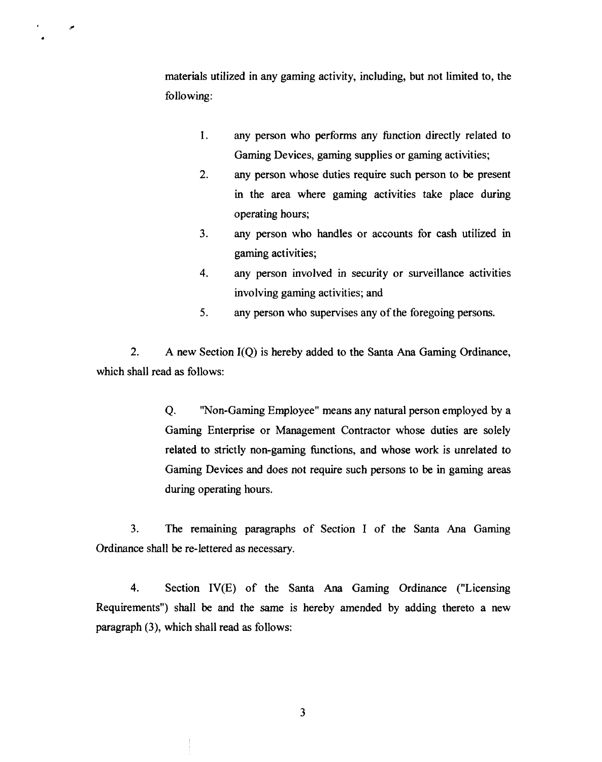materials utilized in any gaming activity, including, but not limited to, the following:

1. any person who performs any function directly related to Gaming Devices, gaming supplies or gaming activities;
2. any person whose duties require such person to be present in the area where gaming activities take place during operating hours;
3. any person who handles or accounts for cash utilized in gaming activities;
4. any person involved in security or surveillance activities involving gaming activities; and
5. any person who supervises any of the foregoing persons.

2. A new Section I(Q) is hereby added to the Santa Ana Gaming Ordinance, which shall read as follows:

> Q. "Non-Gaming Employee" means any natural person employed by a Gaming Enterprise or Management Contractor whose duties are solely related to strictly non-gaming functions, and whose work is unrelated to Gaming Devices and does not require such persons to be in gaming areas during operating hours.

3. The remaining paragraphs of Section I of the Santa Ana Gaming Ordinance shall be re-lettered as necessary.

4. Section IV(E) of the Santa Ana Gaming Ordinance ("Licensing Requirements") shall be and the same is hereby amended by adding thereto a new paragraph (3), which shall read as follows: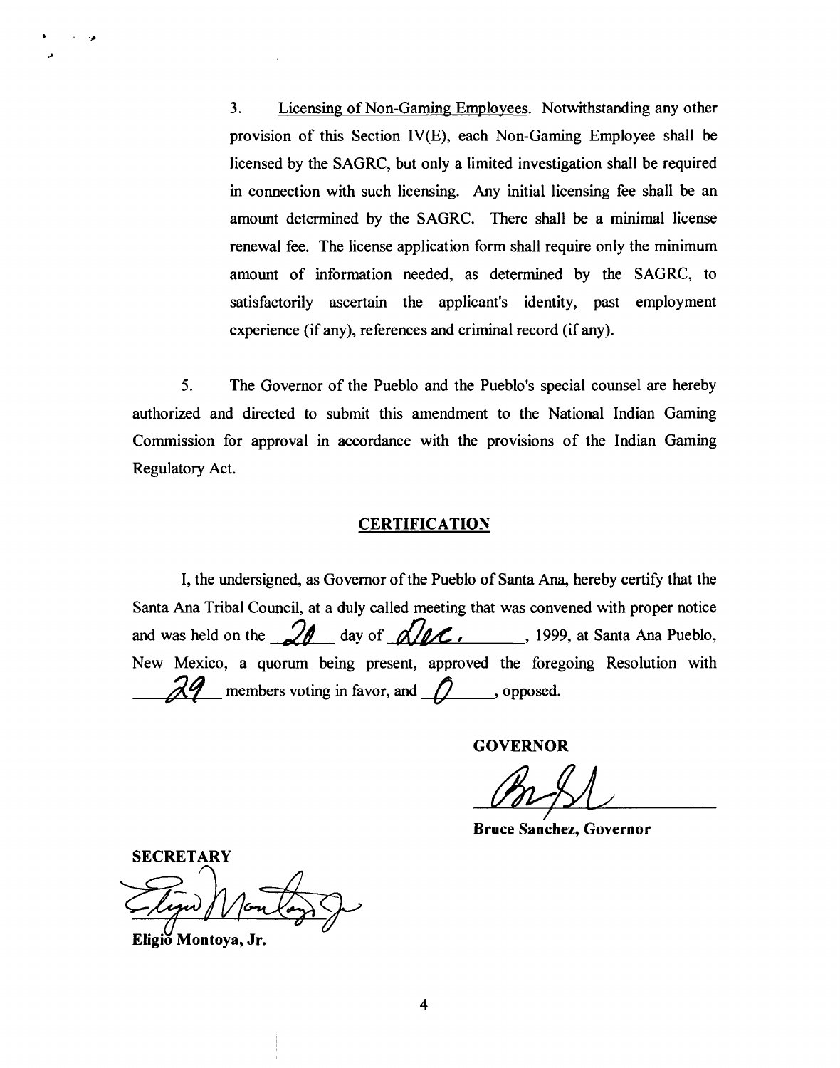3. Licensing of Non-Gaming Employees. Notwithstanding any other provision of this Section IV(E), each Non-Gaming Employee shall be licensed by the SAGRC, but only a limited investigation shall be required in connection with such licensing. Any initial licensing fee shall be an amount determined by the SAGRC. There shall be a minimal license renewal fee. The license application form shall require only the minimum amount of information needed, as determined by the SAGRC, to satisfactorily ascertain the applicant's identity, past employment experience (if any), references and criminal record (if any).

5. The Governor of the Pueblo and the Pueblo's special counsel are hereby authorized and directed to submit this amendment to the National Indian Gaming Commission for approval in accordance with the provisions of the Indian Gaming Regulatory Act.

## CERTIFICATION

I, the undersigned, as Governor of the Pueblo of Santa Ana, hereby certify that the Santa Ana Tribal Council, at a duly called meeting that was convened with proper notice and was held on the 20 day of dec., 1999, at Santa Ana Pueblo, New Mexico, a quorum being present, approved the foregoing Resolution with 29 members voting in favor, and 0, opposed.

**GOVERNOR**

**Bruce Sanchez, Governor**

**SECRETARY**

**Eligio Montoya, Jr.**